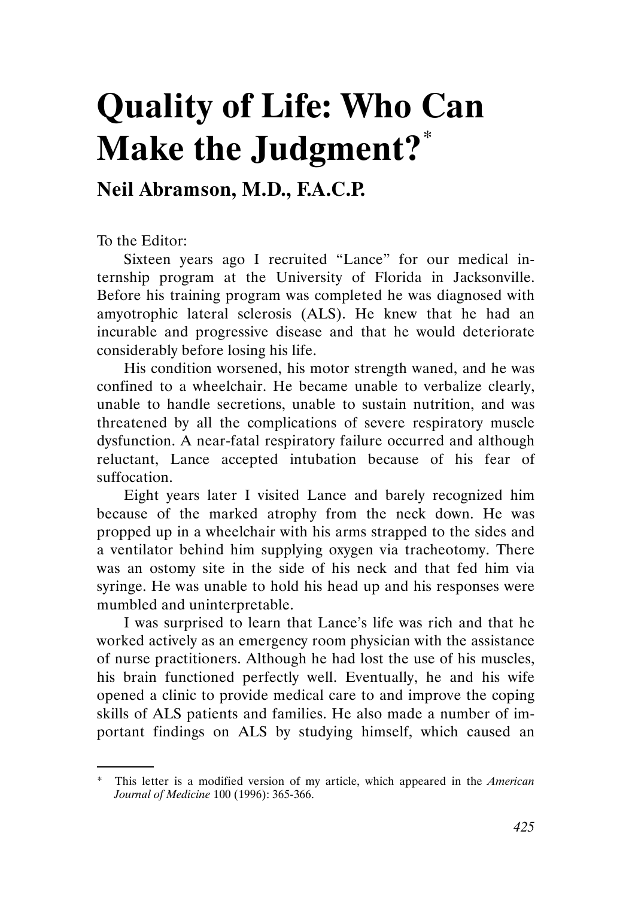# Quality of Life: Who Can Make the Judgment?*

## Neil Abramson, M.D., F.A.C.P.

To the Editor:

Sixteen years ago I recruited "Lance" for our medical internship program at the University of Florida in Jacksonville. Before his training program was completed he was diagnosed with amyotrophic lateral sclerosis (ALS). He knew that he had an incurable and progressive disease and that he would deteriorate considerably before losing his life.

His condition worsened, his motor strength waned, and he was confined to a wheelchair. He became unable to verbalize clearly, unable to handle secretions, unable to sustain nutrition, and was threatened by all the complications of severe respiratory muscle dysfunction. A near-fatal respiratory failure occurred and although reluctant, Lance accepted intubation because of his fear of suffocation.

Eight years later I visited Lance and barely recognized him because of the marked atrophy from the neck down. He was propped up in a wheelchair with his arms strapped to the sides and a ventilator behind him supplying oxygen via tracheotomy. There was an ostomy site in the side of his neck and that fed him via syringe. He was unable to hold his head up and his responses were mumbled and uninterpretable.

I was surprised to learn that Lance's life was rich and that he worked actively as an emergency room physician with the assistance of nurse practitioners. Although he had lost the use of his muscles, his brain functioned perfectly well. Eventually, he and his wife opened a clinic to provide medical care to and improve the coping skills of ALS patients and families. He also made a number of important findings on ALS by studying himself, which caused an

---

\* This letter is a modified version of my article, which appeared in the *American Journal of Medicine* 100 (1996): 365-366.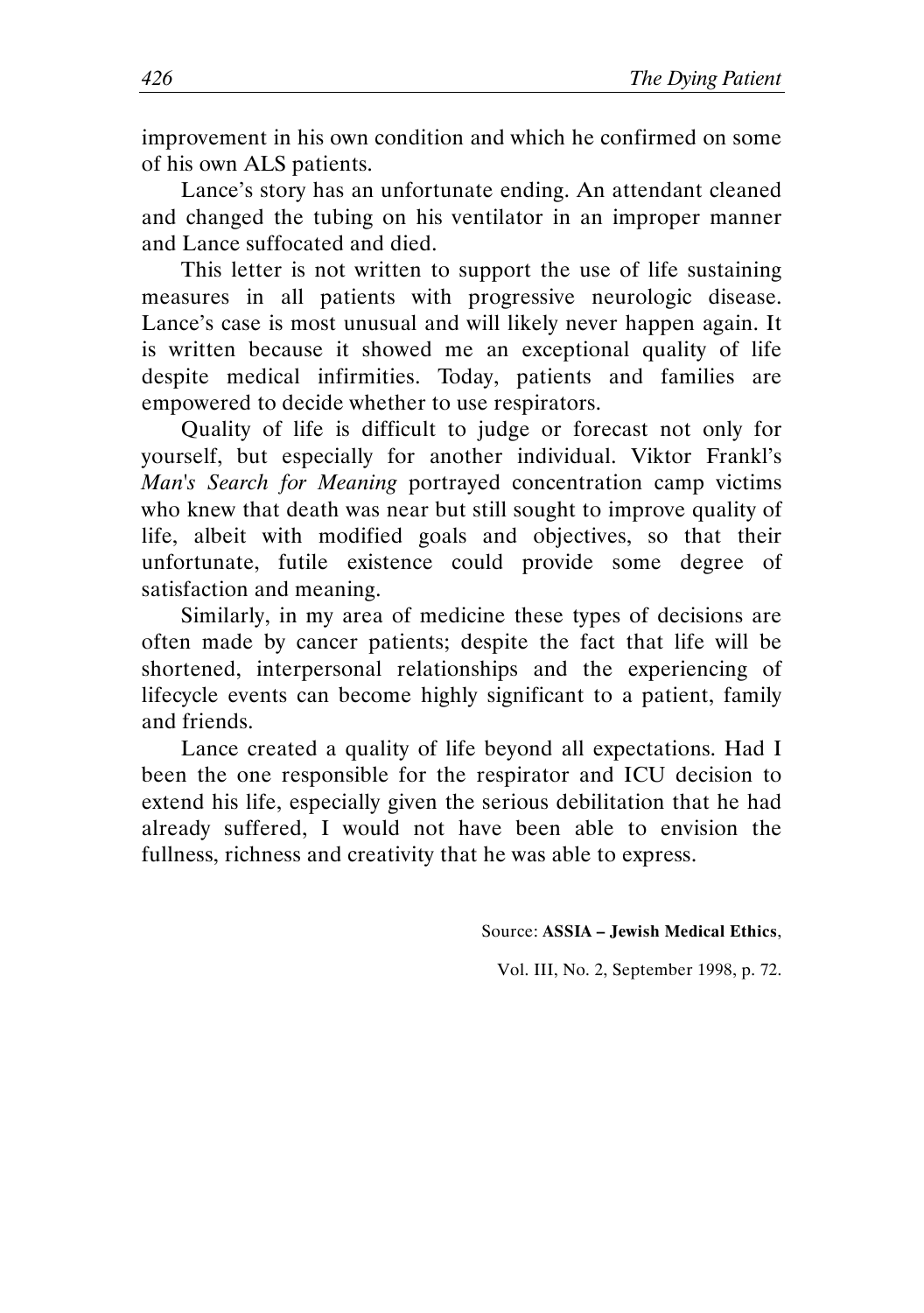improvement in his own condition and which he confirmed on some of his own ALS patients.

Lance's story has an unfortunate ending. An attendant cleaned and changed the tubing on his ventilator in an improper manner and Lance suffocated and died.

This letter is not written to support the use of life sustaining measures in all patients with progressive neurologic disease. Lance's case is most unusual and will likely never happen again. It is written because it showed me an exceptional quality of life despite medical infirmities. Today, patients and families are empowered to decide whether to use respirators.

Quality of life is difficult to judge or forecast not only for yourself, but especially for another individual. Viktor Frankl's *Man's Search for Meaning* portrayed concentration camp victims who knew that death was near but still sought to improve quality of life, albeit with modified goals and objectives, so that their unfortunate, futile existence could provide some degree of satisfaction and meaning.

Similarly, in my area of medicine these types of decisions are often made by cancer patients; despite the fact that life will be shortened, interpersonal relationships and the experiencing of lifecycle events can become highly significant to a patient, family and friends.

Lance created a quality of life beyond all expectations. Had I been the one responsible for the respirator and ICU decision to extend his life, especially given the serious debilitation that he had already suffered, I would not have been able to envision the fullness, richness and creativity that he was able to express.

Source: **ASSIA – Jewish Medical Ethics**,

Vol. III, No. 2, September 1998, p. 72.